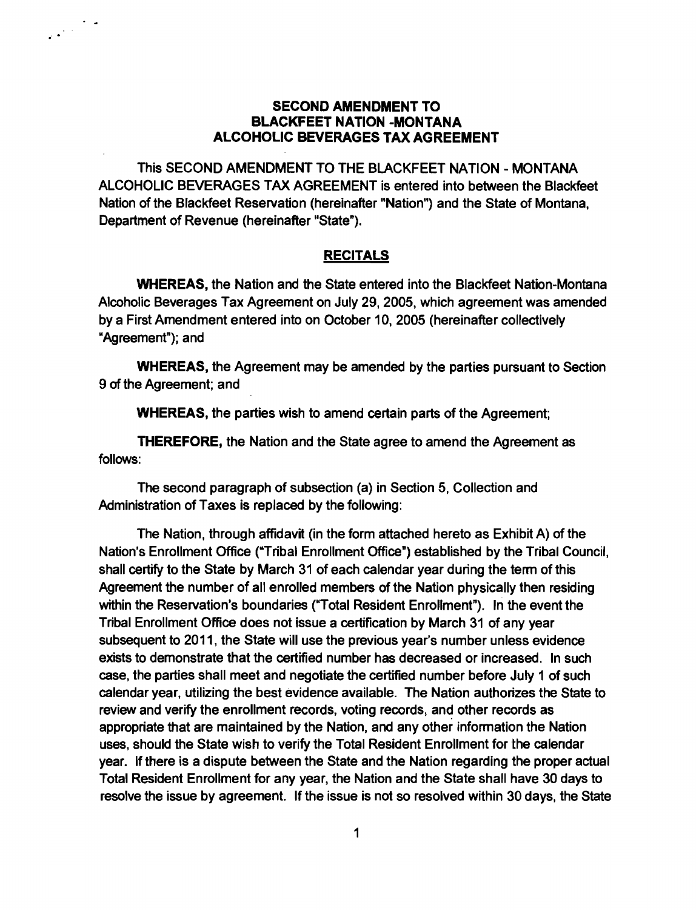**SECOND AMENDMENT TO**
**BLACKFEET NATION -MONTANA**
**ALCOHOLIC BEVERAGES TAX AGREEMENT**

This SECOND AMENDMENT TO THE BLACKFEET NATION - MONTANA ALCOHOLIC BEVERAGES TAX AGREEMENT is entered into between the Blackfeet Nation of the Blackfeet Reservation (hereinafter "Nation") and the State of Montana, Department of Revenue (hereinafter "State").

## RECITALS

**WHEREAS,** the Nation and the State entered into the Blackfeet Nation-Montana Alcoholic Beverages Tax Agreement on July 29, 2005, which agreement was amended by a First Amendment entered into on October 10, 2005 (hereinafter collectively "Agreement"); and

**WHEREAS,** the Agreement may be amended by the parties pursuant to Section 9 of the Agreement; and

**WHEREAS,** the parties wish to amend certain parts of the Agreement;

**THEREFORE,** the Nation and the State agree to amend the Agreement as follows:

The second paragraph of subsection (a) in Section 5, Collection and Administration of Taxes is replaced by the following:

The Nation, through affidavit (in the form attached hereto as Exhibit A) of the Nation's Enrollment Office ("Tribal Enrollment Office") established by the Tribal Council, shall certify to the State by March 31 of each calendar year during the term of this Agreement the number of all enrolled members of the Nation physically then residing within the Reservation's boundaries ("Total Resident Enrollment"). In the event the Tribal Enrollment Office does not issue a certification by March 31 of any year subsequent to 2011, the State will use the previous year's number unless evidence exists to demonstrate that the certified number has decreased or increased. In such case, the parties shall meet and negotiate the certified number before July 1 of such calendar year, utilizing the best evidence available. The Nation authorizes the State to review and verify the enrollment records, voting records, and other records as appropriate that are maintained by the Nation, and any other information the Nation uses, should the State wish to verify the Total Resident Enrollment for the calendar year. If there is a dispute between the State and the Nation regarding the proper actual Total Resident Enrollment for any year, the Nation and the State shall have 30 days to resolve the issue by agreement. If the issue is not so resolved within 30 days, the State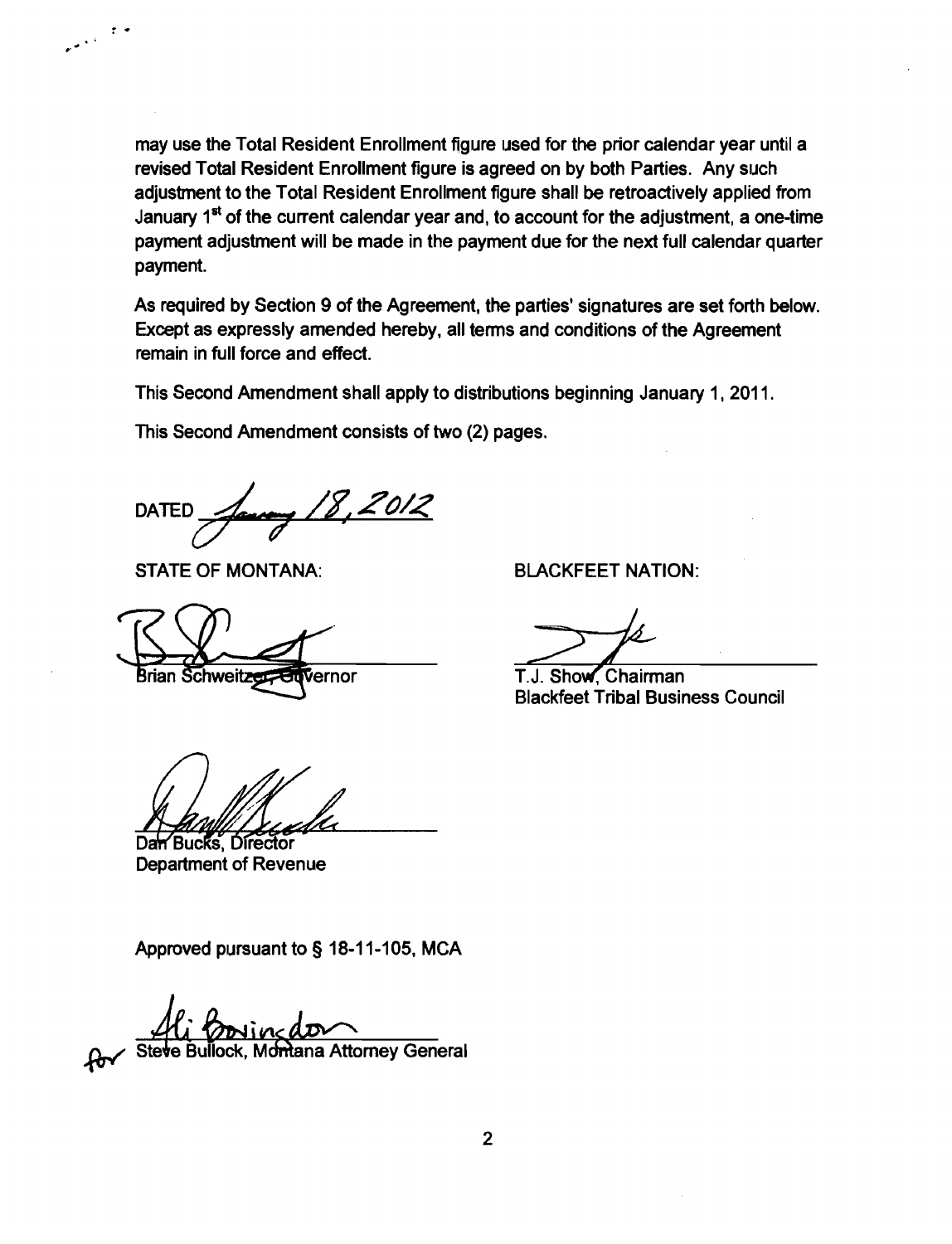may use the Total Resident Enrollment figure used for the prior calendar year until a revised Total Resident Enrollment figure is agreed on by both Parties. Any such adjustment to the Total Resident Enrollment figure shall be retroactively applied from January 1st of the current calendar year and, to account for the adjustment, a one-time payment adjustment will be made in the payment due for the next full calendar quarter payment.

As required by Section 9 of the Agreement, the parties' signatures are set forth below. Except as expressly amended hereby, all terms and conditions of the Agreement remain in full force and effect.

This Second Amendment shall apply to distributions beginning January 1, 2011.

This Second Amendment consists of two (2) pages.

DATED January 18, 2012

STATE OF MONTANA:

Brian Schweitzer, Governor

Dan Bucks, Director
Department of Revenue

BLACKFEET NATION:

T.J. Show, Chairman
Blackfeet Tribal Business Council

Approved pursuant to § 18-11-105, MCA

for Steve Bullock, Montana Attorney General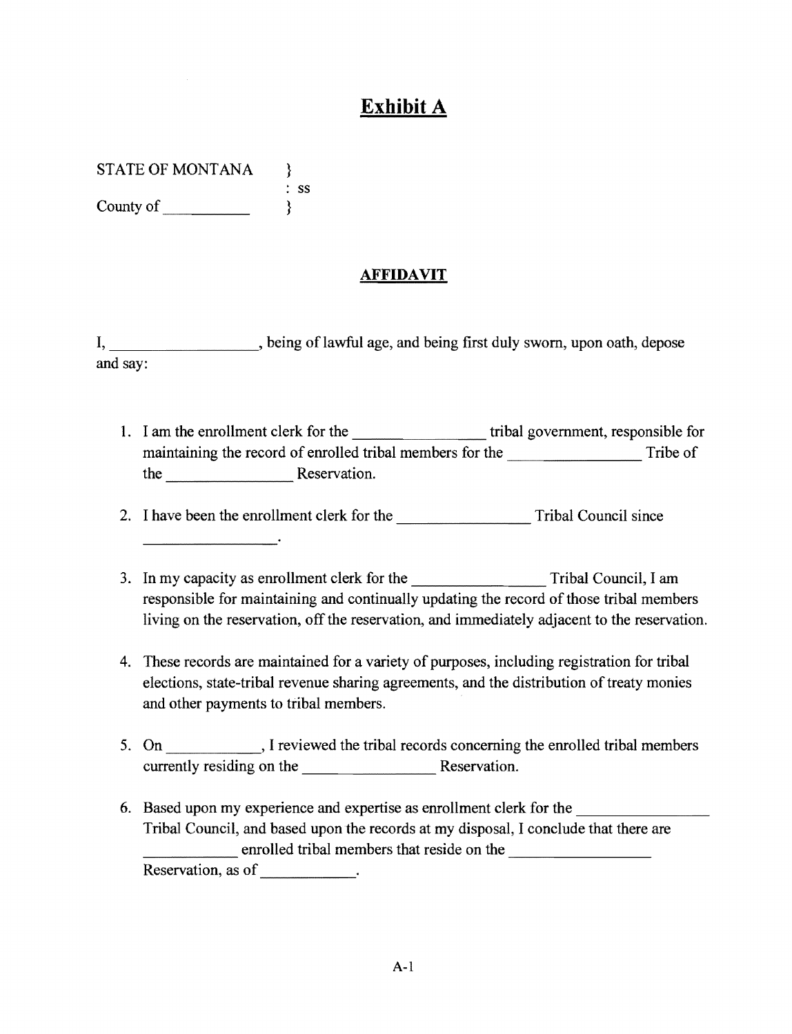# Exhibit A

STATE OF MONTANA }
: ss
County of __________ }

## AFFIDAVIT

I, __________________, being of lawful age, and being first duly sworn, upon oath, depose and say:

1. I am the enrollment clerk for the ________________ tribal government, responsible for maintaining the record of enrolled tribal members for the ________________ Tribe of the ________________ Reservation.

2. I have been the enrollment clerk for the ________________ Tribal Council since ________________.

3. In my capacity as enrollment clerk for the ________________ Tribal Council, I am responsible for maintaining and continually updating the record of those tribal members living on the reservation, off the reservation, and immediately adjacent to the reservation.

4. These records are maintained for a variety of purposes, including registration for tribal elections, state-tribal revenue sharing agreements, and the distribution of treaty monies and other payments to tribal members.

5. On ____________, I reviewed the tribal records concerning the enrolled tribal members currently residing on the ________________ Reservation.

6. Based upon my experience and expertise as enrollment clerk for the ________________ Tribal Council, and based upon the records at my disposal, I conclude that there are ____________ enrolled tribal members that reside on the ________________ Reservation, as of ____________.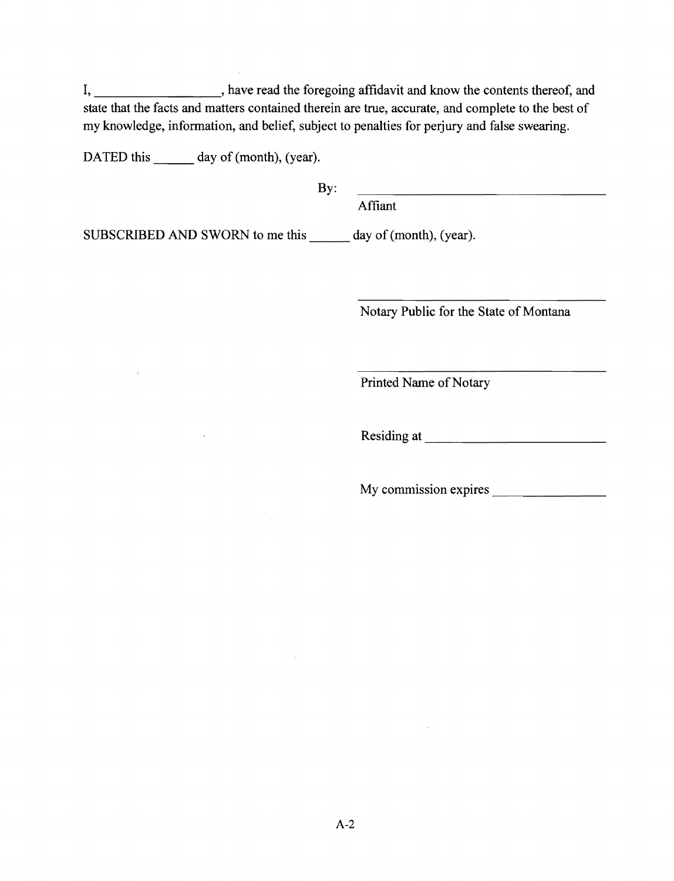I, \_\_\_\_\_\_\_\_\_\_\_\_\_\_\_\_\_\_, have read the foregoing affidavit and know the contents thereof, and state that the facts and matters contained therein are true, accurate, and complete to the best of my knowledge, information, and belief, subject to penalties for perjury and false swearing.

DATED this \_\_\_\_\_\_ day of (month), (year).

By: \_\_\_\_\_\_\_\_\_\_\_\_\_\_\_\_\_\_\_\_\_\_\_\_\_\_\_\_\_\_\_\_\_\_\_\_

Affiant

SUBSCRIBED AND SWORN to me this \_\_\_\_\_\_ day of (month), (year).

\_\_\_\_\_\_\_\_\_\_\_\_\_\_\_\_\_\_\_\_\_\_\_\_\_\_\_\_\_\_\_\_\_\_\_\_

Notary Public for the State of Montana

\_\_\_\_\_\_\_\_\_\_\_\_\_\_\_\_\_\_\_\_\_\_\_\_\_\_\_\_\_\_\_\_\_\_\_\_

Printed Name of Notary

Residing at \_\_\_\_\_\_\_\_\_\_\_\_\_\_\_\_\_\_\_\_\_\_\_\_\_\_

My commission expires \_\_\_\_\_\_\_\_\_\_\_\_\_\_\_\_